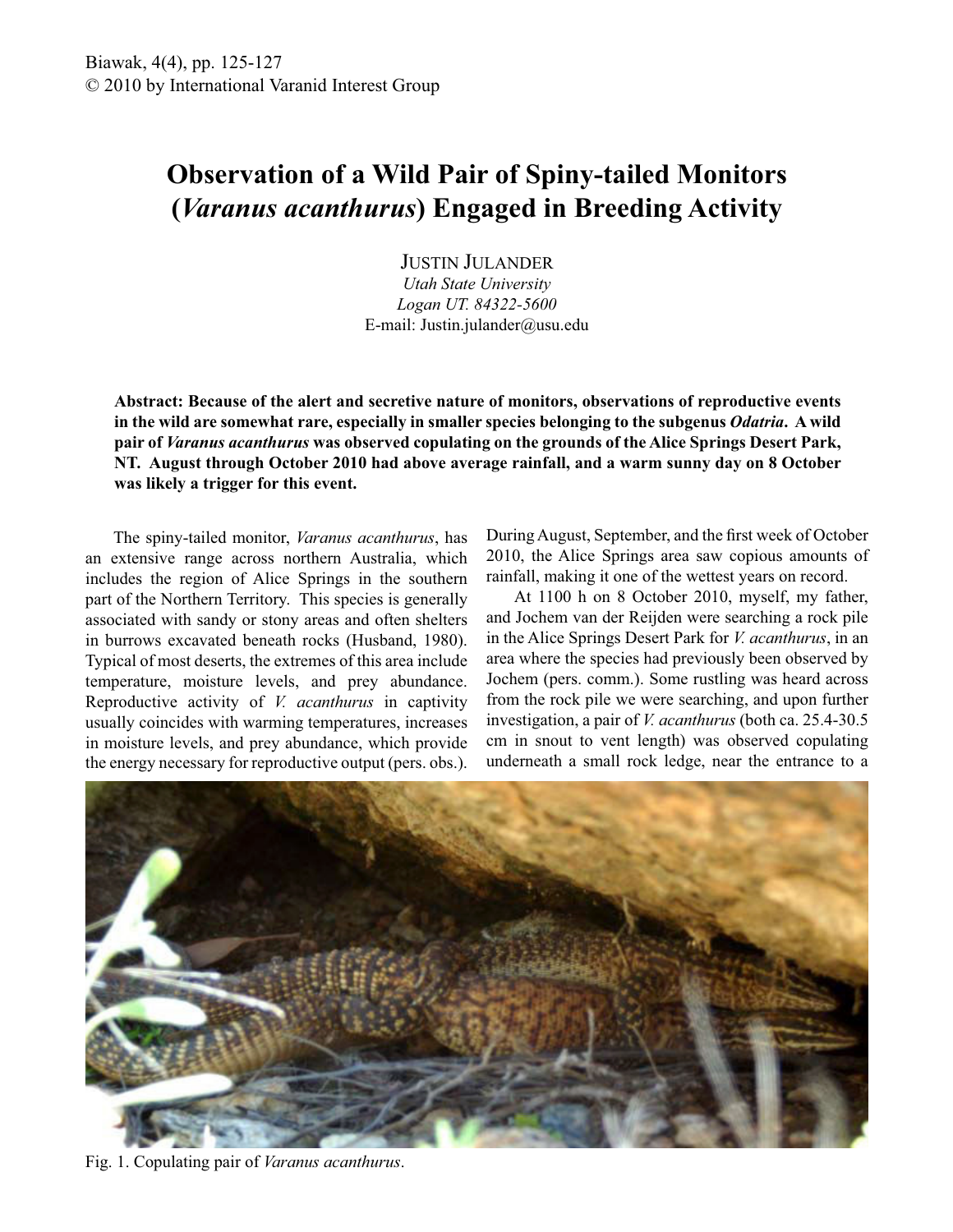# Observation of a Wild Pair of Spiny-tailed Monitors (*Varanus acanthurus*) Engaged in Breeding Activity

JUSTIN JULANDER

*Utah State University*
*Logan UT. 84322-5600*
E-mail: Justin.julander@usu.edu

**Abstract: Because of the alert and secretive nature of monitors, observations of reproductive events in the wild are somewhat rare, especially in smaller species belonging to the subgenus *Odatria*. A wild pair of *Varanus acanthurus* was observed copulating on the grounds of the Alice Springs Desert Park, NT. August through October 2010 had above average rainfall, and a warm sunny day on 8 October was likely a trigger for this event.**

The spiny-tailed monitor, *Varanus acanthurus*, has an extensive range across northern Australia, which includes the region of Alice Springs in the southern part of the Northern Territory. This species is generally associated with sandy or stony areas and often shelters in burrows excavated beneath rocks (Husband, 1980). Typical of most deserts, the extremes of this area include temperature, moisture levels, and prey abundance. Reproductive activity of *V. acanthurus* in captivity usually coincides with warming temperatures, increases in moisture levels, and prey abundance, which provide the energy necessary for reproductive output (pers. obs.). During August, September, and the first week of October 2010, the Alice Springs area saw copious amounts of rainfall, making it one of the wettest years on record.

At 1100 h on 8 October 2010, myself, my father, and Jochem van der Reijden were searching a rock pile in the Alice Springs Desert Park for *V. acanthurus*, in an area where the species had previously been observed by Jochem (pers. comm.). Some rustling was heard across from the rock pile we were searching, and upon further investigation, a pair of *V. acanthurus* (both ca. 25.4-30.5 cm in snout to vent length) was observed copulating underneath a small rock ledge, near the entrance to a

Fig. 1. Copulating pair of *Varanus acanthurus*.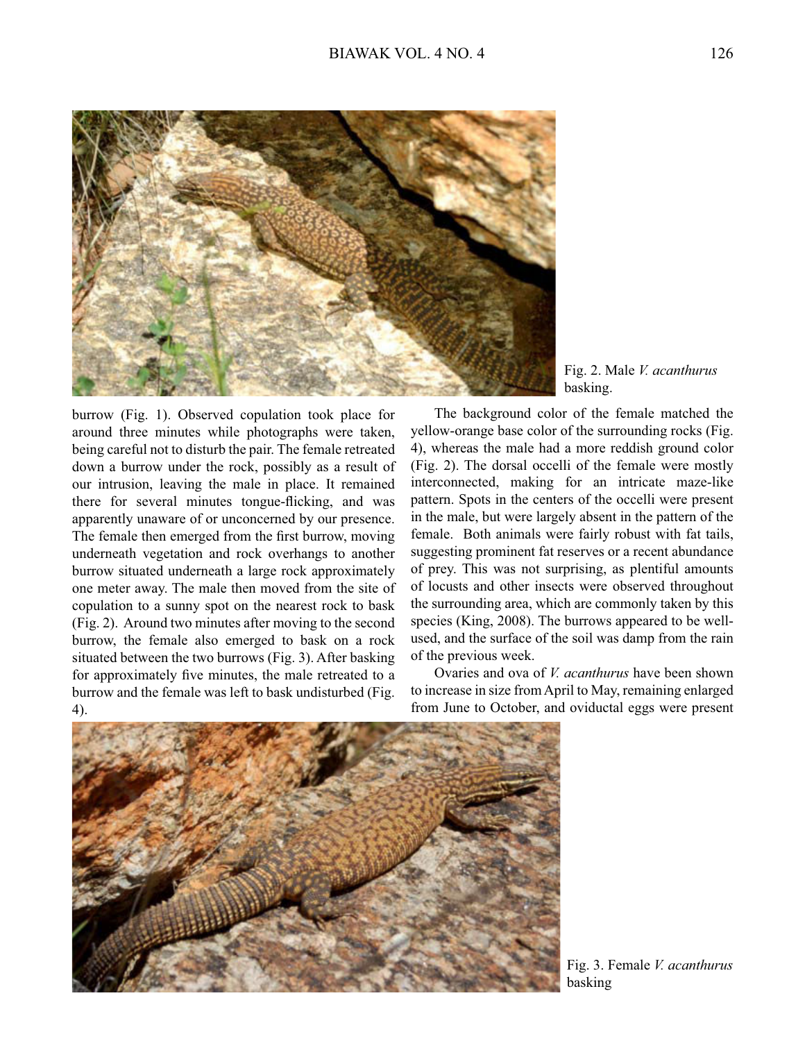Fig. 2. Male *V. acanthurus* basking.

burrow (Fig. 1). Observed copulation took place for around three minutes while photographs were taken, being careful not to disturb the pair. The female retreated down a burrow under the rock, possibly as a result of our intrusion, leaving the male in place. It remained there for several minutes tongue-flicking, and was apparently unaware of or unconcerned by our presence. The female then emerged from the first burrow, moving underneath vegetation and rock overhangs to another burrow situated underneath a large rock approximately one meter away. The male then moved from the site of copulation to a sunny spot on the nearest rock to bask (Fig. 2). Around two minutes after moving to the second burrow, the female also emerged to bask on a rock situated between the two burrows (Fig. 3). After basking for approximately five minutes, the male retreated to a burrow and the female was left to bask undisturbed (Fig. 4).

The background color of the female matched the yellow-orange base color of the surrounding rocks (Fig. 4), whereas the male had a more reddish ground color (Fig. 2). The dorsal occelli of the female were mostly interconnected, making for an intricate maze-like pattern. Spots in the centers of the occelli were present in the male, but were largely absent in the pattern of the female. Both animals were fairly robust with fat tails, suggesting prominent fat reserves or a recent abundance of prey. This was not surprising, as plentiful amounts of locusts and other insects were observed throughout the surrounding area, which are commonly taken by this species (King, 2008). The burrows appeared to be well-used, and the surface of the soil was damp from the rain of the previous week.

Ovaries and ova of *V. acanthurus* have been shown to increase in size from April to May, remaining enlarged from June to October, and oviductal eggs were present

Fig. 3. Female *V. acanthurus* basking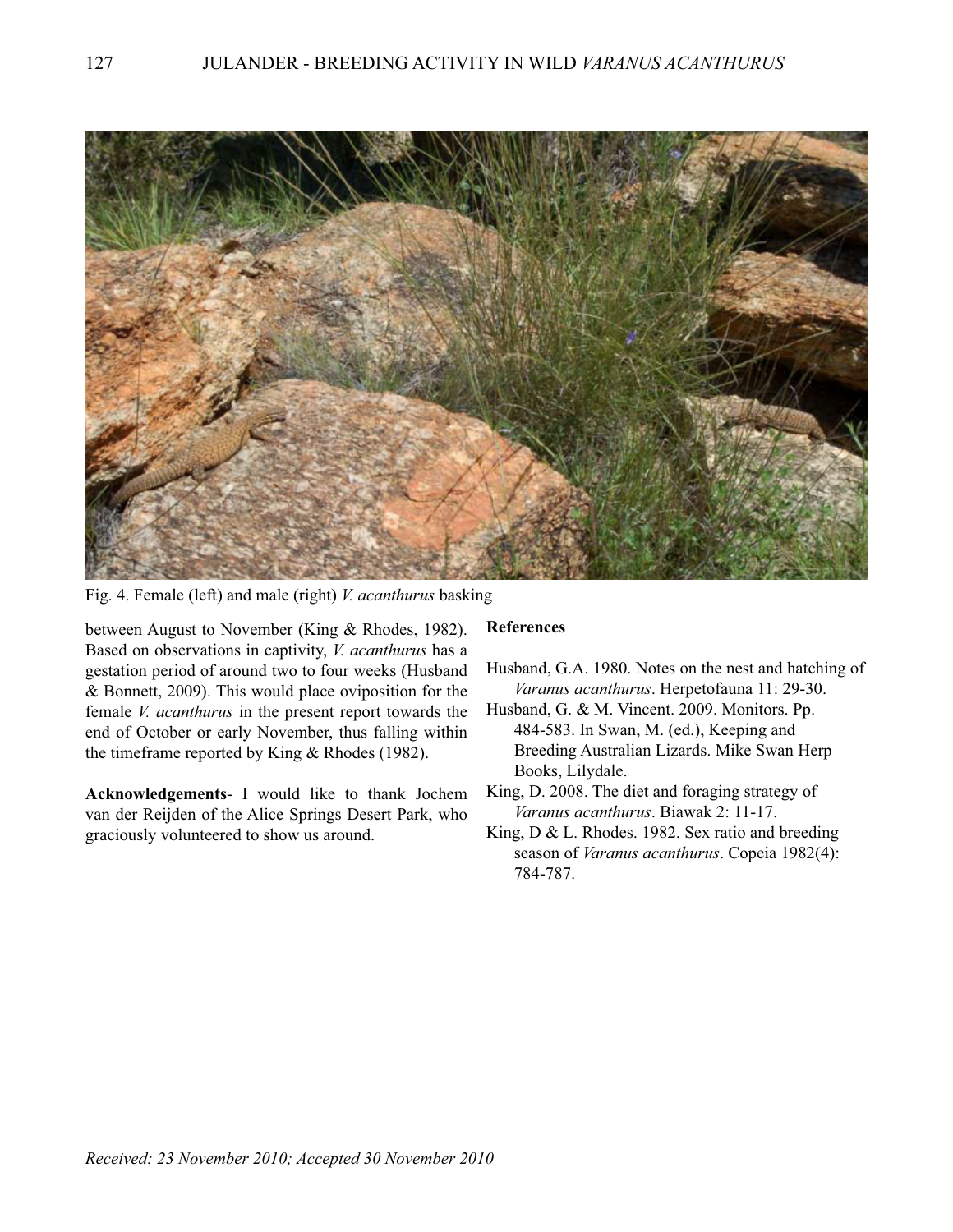Fig. 4. Female (left) and male (right) *V. acanthurus* basking

between August to November (King & Rhodes, 1982). Based on observations in captivity, *V. acanthurus* has a gestation period of around two to four weeks (Husband & Bonnett, 2009). This would place oviposition for the female *V. acanthurus* in the present report towards the end of October or early November, thus falling within the timeframe reported by King & Rhodes (1982).

**Acknowledgements**- I would like to thank Jochem van der Reijden of the Alice Springs Desert Park, who graciously volunteered to show us around.

**References**

Husband, G.A. 1980. Notes on the nest and hatching of *Varanus acanthurus*. Herpetofauna 11: 29-30.

Husband, G. & M. Vincent. 2009. Monitors. Pp. 484-583. In Swan, M. (ed.), Keeping and Breeding Australian Lizards. Mike Swan Herp Books, Lilydale.

King, D. 2008. The diet and foraging strategy of *Varanus acanthurus*. Biawak 2: 11-17.

King, D & L. Rhodes. 1982. Sex ratio and breeding season of *Varanus acanthurus*. Copeia 1982(4): 784-787.

*Received: 23 November 2010; Accepted 30 November 2010*